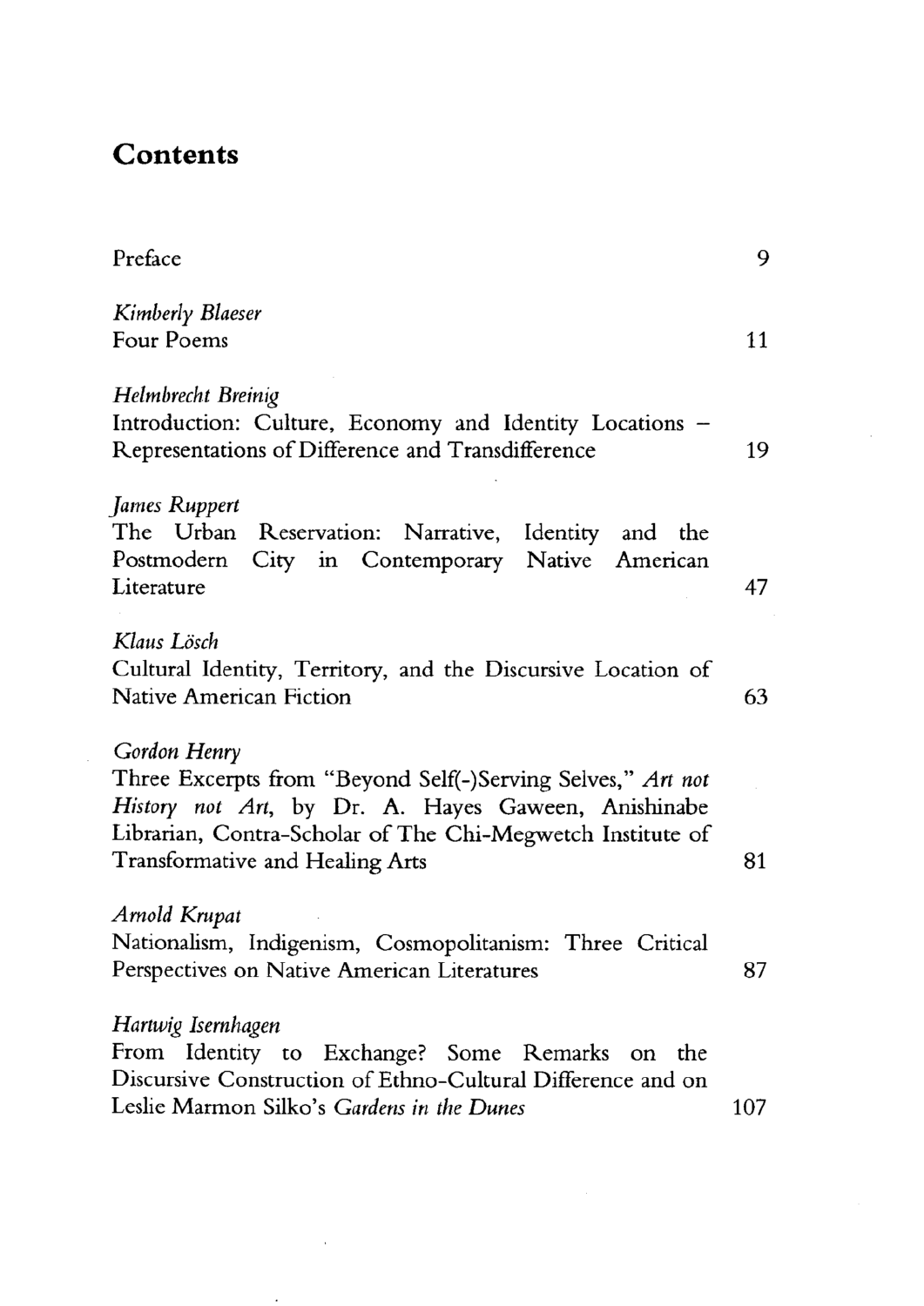# Contents

Preface 9

*Kimberly Blaeser*
Four Poems 11

*Helmbrecht Breinig*
Introduction: Culture, Economy and Identity Locations – Representations of Difference and Transdifference 19

*James Ruppert*
The Urban Reservation: Narrative, Identity and the Postmodern City in Contemporary Native American Literature 47

*Klaus Lösch*
Cultural Identity, Territory, and the Discursive Location of Native American Fiction 63

*Gordon Henry*
Three Excerpts from "Beyond Self(-)Serving Selves," *Art not History not Art*, by Dr. A. Hayes Gaween, Anishinabe Librarian, Contra-Scholar of The Chi-Megwetch Institute of Transformative and Healing Arts 81

*Arnold Krupat*
Nationalism, Indigenism, Cosmopolitanism: Three Critical Perspectives on Native American Literatures 87

*Hartwig Isernhagen*
From Identity to Exchange? Some Remarks on the Discursive Construction of Ethno-Cultural Difference and on Leslie Marmon Silko's *Gardens in the Dunes* 107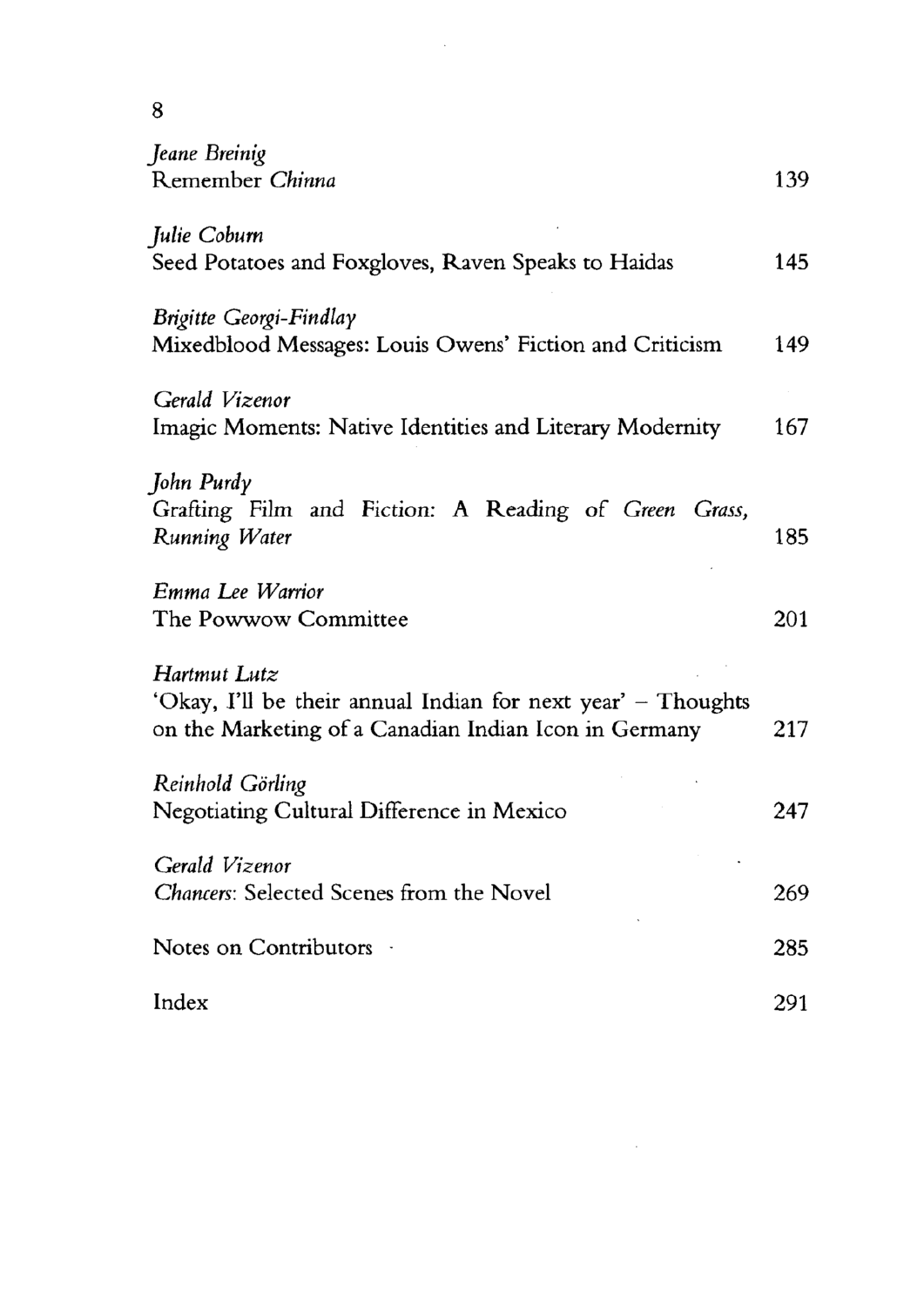*Jeane Breinig*
Remember *Chinna* 139

*Julie Coburn*
Seed Potatoes and Foxgloves, Raven Speaks to Haidas 145

*Brigitte Georgi-Findlay*
Mixedblood Messages: Louis Owens' Fiction and Criticism 149

*Gerald Vizenor*
Imagic Moments: Native Identities and Literary Modernity 167

*John Purdy*
Grafting Film and Fiction: A Reading of *Green Grass, Running Water* 185

*Emma Lee Warrior*
The Powwow Committee 201

*Hartmut Lutz*
'Okay, I'll be their annual Indian for next year' – Thoughts on the Marketing of a Canadian Indian Icon in Germany 217

*Reinhold Görling*
Negotiating Cultural Difference in Mexico 247

*Gerald Vizenor*
*Chancers*: Selected Scenes from the Novel 269

Notes on Contributors 285

Index 291